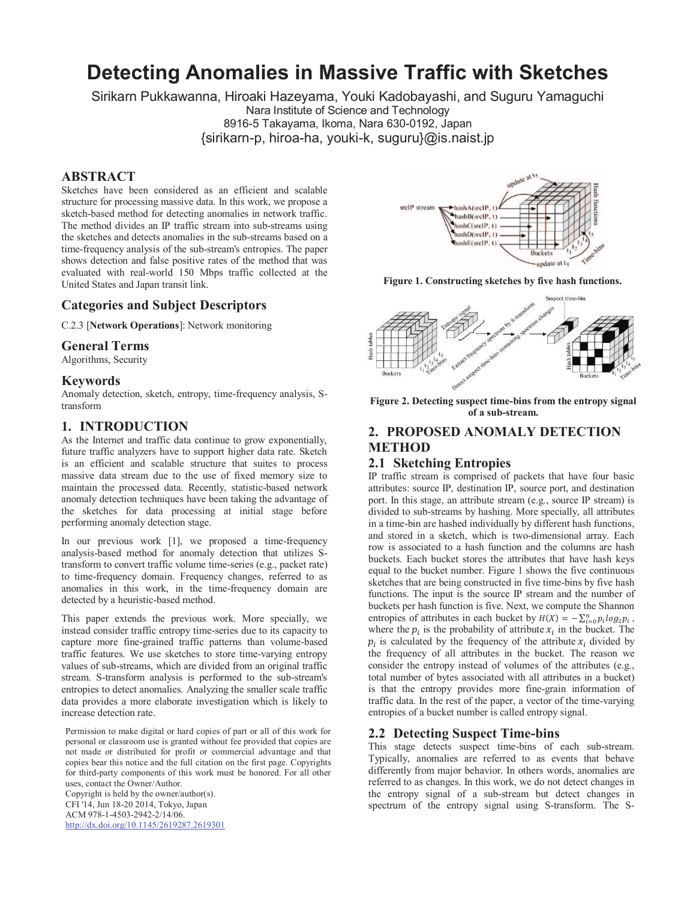# Detecting Anomalies in Massive Traffic with Sketches

Sirikarn Pukkawanna, Hiroaki Hazeyama, Youki Kadobayashi, and Suguru Yamaguchi
Nara Institute of Science and Technology
8916-5 Takayama, Ikoma, Nara 630-0192, Japan
{sirikarn-p, hiroa-ha, youki-k, suguru}@is.naist.jp

## ABSTRACT

Sketches have been considered as an efficient and scalable structure for processing massive data. In this work, we propose a sketch-based method for detecting anomalies in network traffic. The method divides an IP traffic stream into sub-streams using the sketches and detects anomalies in the sub-streams based on a time-frequency analysis of the sub-stream's entropies. The paper shows detection and false positive rates of the method that was evaluated with real-world 150 Mbps traffic collected at the United States and Japan transit link.

## Categories and Subject Descriptors

C.2.3 [**Network Operations**]: Network monitoring

## General Terms

Algorithms, Security

## Keywords

Anomaly detection, sketch, entropy, time-frequency analysis, S-transform

## 1. INTRODUCTION

As the Internet and traffic data continue to grow exponentially, future traffic analyzers have to support higher data rate. Sketch is an efficient and scalable structure that suites to process massive data stream due to the use of fixed memory size to maintain the processed data. Recently, statistic-based network anomaly detection techniques have been taking the advantage of the sketches for data processing at initial stage before performing anomaly detection stage.

In our previous work [1], we proposed a time-frequency analysis-based method for anomaly detection that utilizes S-transform to convert traffic volume time-series (e.g., packet rate) to time-frequency domain. Frequency changes, referred to as anomalies in this work, in the time-frequency domain are detected by a heuristic-based method.

This paper extends the previous work. More specially, we instead consider traffic entropy time-series due to its capacity to capture more fine-grained traffic patterns than volume-based traffic features. We use sketches to store time-varying entropy values of sub-streams, which are divided from an original traffic stream. S-transform analysis is performed to the sub-stream's entropies to detect anomalies. Analyzing the smaller scale traffic data provides a more elaborate investigation which is likely to increase detection rate.

Permission to make digital or hard copies of part or all of this work for personal or classroom use is granted without fee provided that copies are not made or distributed for profit or commercial advantage and that copies bear this notice and the full citation on the first page. Copyrights for third-party components of this work must be honored. For all other uses, contact the Owner/Author.
Copyright is held by the owner/author(s).
CFI '14, Jun 18-20 2014, Tokyo, Japan
ACM 978-1-4503-2942-2/14/06.
http://dx.doi.org/10.1145/2619287.2619301

**Figure 1. Constructing sketches by five hash functions.**

**Figure 2. Detecting suspect time-bins from the entropy signal of a sub-stream.**

## 2. PROPOSED ANOMALY DETECTION METHOD

### 2.1 Sketching Entropies

IP traffic stream is comprised of packets that have four basic attributes: source IP, destination IP, source port, and destination port. In this stage, an attribute stream (e.g., source IP stream) is divided to sub-streams by hashing. More specially, all attributes in a time-bin are hashed individually by different hash functions, and stored in a sketch, which is two-dimensional array. Each row is associated to a hash function and the columns are hash buckets. Each bucket stores the attributes that have hash keys equal to the bucket number. Figure 1 shows the five continuous sketches that are being constructed in five time-bins by five hash functions. The input is the source IP stream and the number of buckets per hash function is five. Next, we compute the Shannon entropies of attributes in each bucket by $H(X) = -\sum_{i=0}^{n} p_i log_2 p_i$, where the $p_i$ is the probability of attribute $x_i$ in the bucket. The $p_i$ is calculated by the frequency of the attribute $x_i$ divided by the frequency of all attributes in the bucket. The reason we consider the entropy instead of volumes of the attributes (e.g., total number of bytes associated with all attributes in a bucket) is that the entropy provides more fine-grain information of traffic data. In the rest of the paper, a vector of the time-varying entropies of a bucket number is called entropy signal.

### 2.2 Detecting Suspect Time-bins

This stage detects suspect time-bins of each sub-stream. Typically, anomalies are referred to as events that behave differently from major behavior. In others words, anomalies are referred to as changes. In this work, we do not detect changes in the entropy signal of a sub-stream but detect changes in spectrum of the entropy signal using S-transform. The S-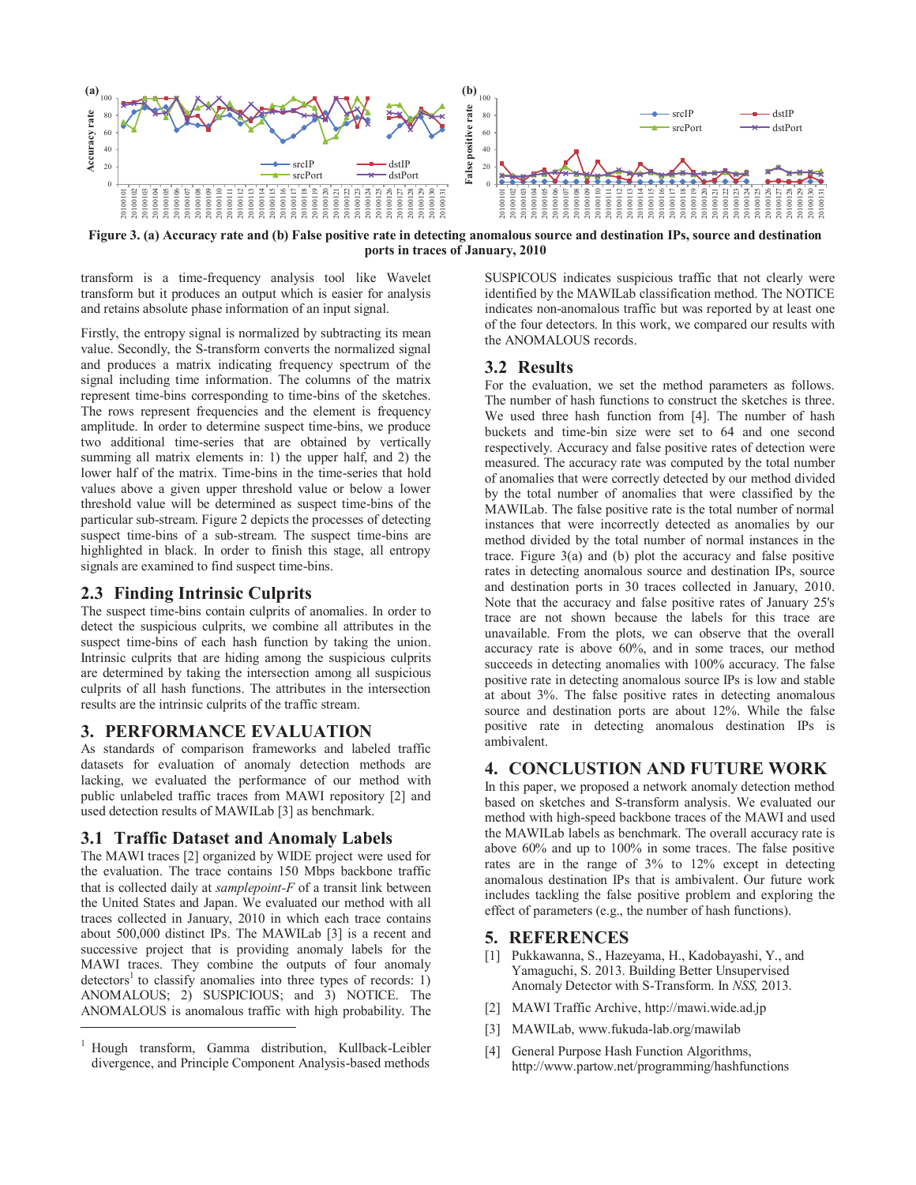(a)

Accuracy rate

100
80
60
40
20
0

srcIP
dstIP
srcPort
dstPort

20100101 20100102 20100103 20100104 20100105 20100106 20100107 20100108 20100109 20100110 20100111 20100112 20100113 20100114 20100115 20100116 20100117 20100118 20100119 20100120 20100121 20100122 20100123 20100124 20100125 20100126 20100127 20100128 20100129 20100130 20100131

(b)

False positive rate

100
80
60
40
20
0

srcIP
dstIP
srcPort
dstPort

20100101 20100102 20100103 20100104 20100105 20100106 20100107 20100108 20100109 20100110 20100111 20100112 20100113 20100114 20100115 20100116 20100117 20100118 20100119 20100120 20100121 20100122 20100123 20100124 20100125 20100126 20100127 20100128 20100129 20100130 20100131

**Figure 3. (a) Accuracy rate and (b) False positive rate in detecting anomalous source and destination IPs, source and destination ports in traces of January, 2010**

transform is a time-frequency analysis tool like Wavelet transform but it produces an output which is easier for analysis and retains absolute phase information of an input signal.

Firstly, the entropy signal is normalized by subtracting its mean value. Secondly, the S-transform converts the normalized signal and produces a matrix indicating frequency spectrum of the signal including time information. The columns of the matrix represent time-bins corresponding to time-bins of the sketches. The rows represent frequencies and the element is frequency amplitude. In order to determine suspect time-bins, we produce two additional time-series that are obtained by vertically summing all matrix elements in: 1) the upper half, and 2) the lower half of the matrix. Time-bins in the time-series that hold values above a given upper threshold value or below a lower threshold value will be determined as suspect time-bins of the particular sub-stream. Figure 2 depicts the processes of detecting suspect time-bins of a sub-stream. The suspect time-bins are highlighted in black. In order to finish this stage, all entropy signals are examined to find suspect time-bins.

## 2.3 Finding Intrinsic Culprits

The suspect time-bins contain culprits of anomalies. In order to detect the suspicious culprits, we combine all attributes in the suspect time-bins of each hash function by taking the union. Intrinsic culprits that are hiding among the suspicious culprits are determined by taking the intersection among all suspicious culprits of all hash functions. The attributes in the intersection results are the intrinsic culprits of the traffic stream.

# 3. PERFORMANCE EVALUATION

As standards of comparison frameworks and labeled traffic datasets for evaluation of anomaly detection methods are lacking, we evaluated the performance of our method with public unlabeled traffic traces from MAWI repository [2] and used detection results of MAWILab [3] as benchmark.

## 3.1 Traffic Dataset and Anomaly Labels

The MAWI traces [2] organized by WIDE project were used for the evaluation. The trace contains 150 Mbps backbone traffic that is collected daily at *samplepoint-F* of a transit link between the United States and Japan. We evaluated our method with all traces collected in January, 2010 in which each trace contains about 500,000 distinct IPs. The MAWILab [3] is a recent and successive project that is providing anomaly labels for the MAWI traces. They combine the outputs of four anomaly detectors[1] to classify anomalies into three types of records: 1) ANOMALOUS; 2) SUSPICIOUS; and 3) NOTICE. The ANOMALOUS is anomalous traffic with high probability. The SUSPICOUS indicates suspicious traffic that not clearly were identified by the MAWILab classification method. The NOTICE indicates non-anomalous traffic but was reported by at least one of the four detectors. In this work, we compared our results with the ANOMALOUS records.

## 3.2 Results

For the evaluation, we set the method parameters as follows. The number of hash functions to construct the sketches is three. We used three hash function from [4]. The number of hash buckets and time-bin size were set to 64 and one second respectively. Accuracy and false positive rates of detection were measured. The accuracy rate was computed by the total number of anomalies that were correctly detected by our method divided by the total number of anomalies that were classified by the MAWILab. The false positive rate is the total number of normal instances that were incorrectly detected as anomalies by our method divided by the total number of normal instances in the trace. Figure 3(a) and (b) plot the accuracy and false positive rates in detecting anomalous source and destination IPs, source and destination ports in 30 traces collected in January, 2010. Note that the accuracy and false positive rates of January 25's trace are not shown because the labels for this trace are unavailable. From the plots, we can observe that the overall accuracy rate is above 60%, and in some traces, our method succeeds in detecting anomalies with 100% accuracy. The false positive rate in detecting anomalous source IPs is low and stable at about 3%. The false positive rates in detecting anomalous source and destination ports are about 12%. While the false positive rate in detecting anomalous destination IPs is ambivalent.

# 4. CONCLUSTION AND FUTURE WORK

In this paper, we proposed a network anomaly detection method based on sketches and S-transform analysis. We evaluated our method with high-speed backbone traces of the MAWI and used the MAWILab labels as benchmark. The overall accuracy rate is above 60% and up to 100% in some traces. The false positive rates are in the range of 3% to 12% except in detecting anomalous destination IPs that is ambivalent. Our future work includes tackling the false positive problem and exploring the effect of parameters (e.g., the number of hash functions).

# 5. REFERENCES

[1] Pukkawanna, S., Hazeyama, H., Kadobayashi, Y., and Yamaguchi, S. 2013. Building Better Unsupervised Anomaly Detector with S-Transform. In *NSS,* 2013.

[2] MAWI Traffic Archive, http://mawi.wide.ad.jp

[3] MAWILab, www.fukuda-lab.org/mawilab

[4] General Purpose Hash Function Algorithms, http://www.partow.net/programming/hashfunctions

---

[1] Hough transform, Gamma distribution, Kullback-Leibler divergence, and Principle Component Analysis-based methods